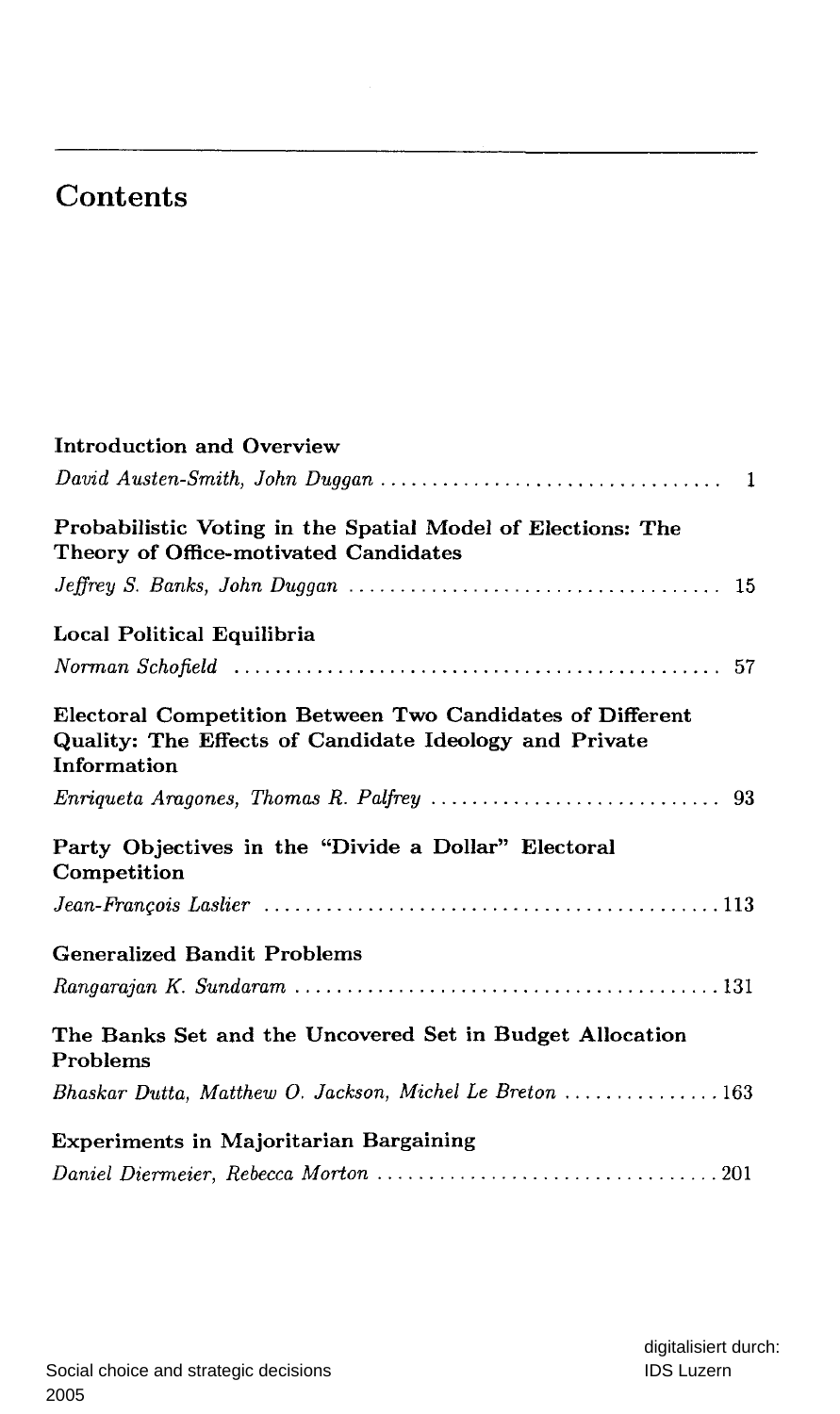# Contents

**Introduction and Overview**

*David Austen-Smith, John Duggan* ................................ 1

**Probabilistic Voting in the Spatial Model of Elections: The Theory of Office-motivated Candidates**

*Jeffrey S. Banks, John Duggan* ................................ 15

**Local Political Equilibria**

*Norman Schofield* ................................ 57

**Electoral Competition Between Two Candidates of Different Quality: The Effects of Candidate Ideology and Private Information**

*Enriqueta Aragones, Thomas R. Palfrey* ................................ 93

**Party Objectives in the "Divide a Dollar" Electoral Competition**

*Jean-François Laslier* ................................ 113

**Generalized Bandit Problems**

*Rangarajan K. Sundaram* ................................ 131

**The Banks Set and the Uncovered Set in Budget Allocation Problems**

*Bhaskar Dutta, Matthew O. Jackson, Michel Le Breton* ................................ 163

**Experiments in Majoritarian Bargaining**

*Daniel Diermeier, Rebecca Morton* ................................ 201

Social choice and strategic decisions
2005

digitalisiert durch:
IDS Luzern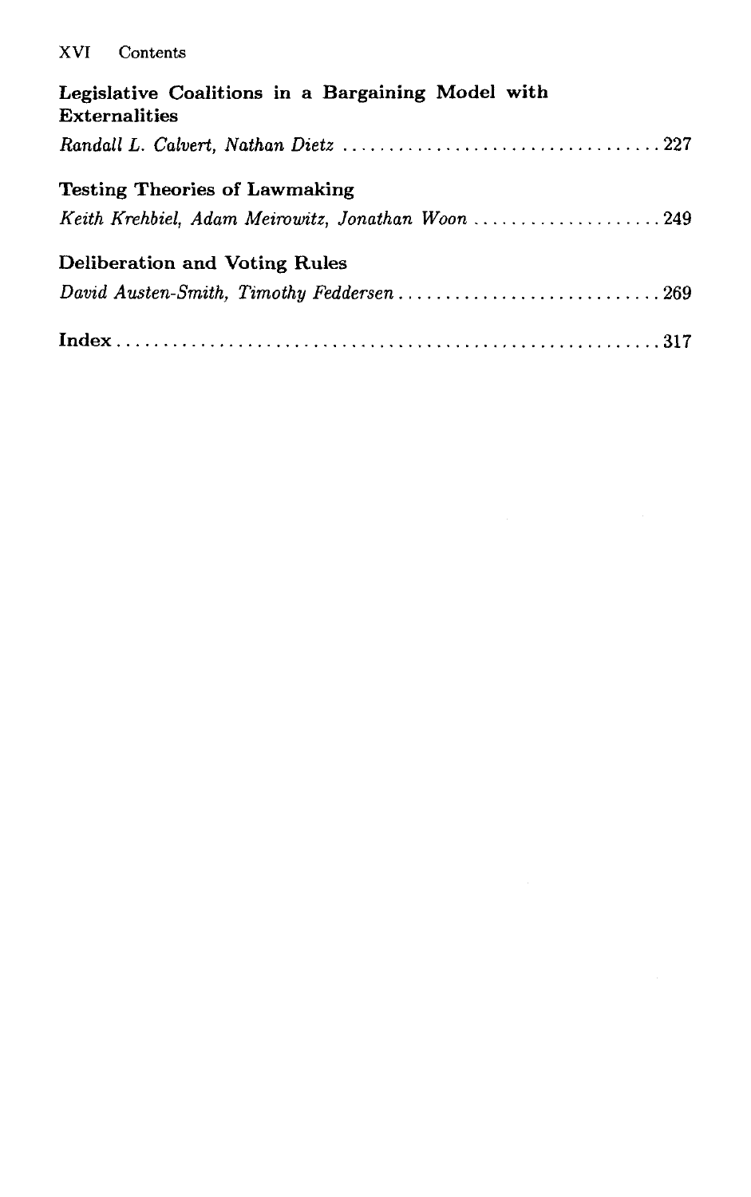**Legislative Coalitions in a Bargaining Model with Externalities**

*Randall L. Calvert, Nathan Dietz* ........................................ 227

**Testing Theories of Lawmaking**

*Keith Krehbiel, Adam Meirowitz, Jonathan Woon* ........................ 249

**Deliberation and Voting Rules**

*David Austen-Smith, Timothy Feddersen* ................................. 269

**Index** ........................................................................ 317